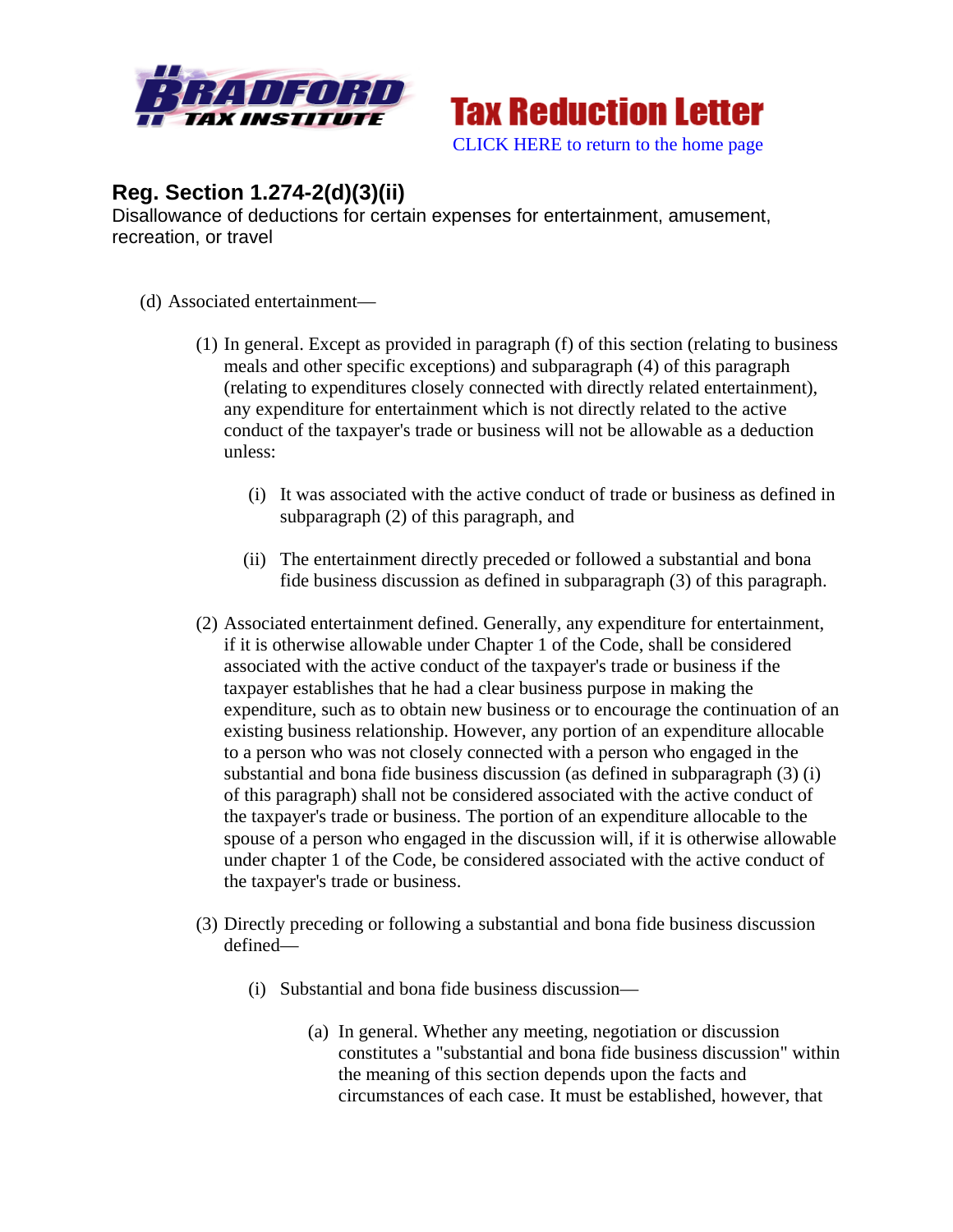Bradford Tax Institute — **Tax Reduction Letter**

CLICK HERE to return to the home page

## Reg. Section 1.274-2(d)(3)(ii)

Disallowance of deductions for certain expenses for entertainment, amusement, recreation, or travel

(d) Associated entertainment—

(1) In general. Except as provided in paragraph (f) of this section (relating to business meals and other specific exceptions) and subparagraph (4) of this paragraph (relating to expenditures closely connected with directly related entertainment), any expenditure for entertainment which is not directly related to the active conduct of the taxpayer's trade or business will not be allowable as a deduction unless:

(i) It was associated with the active conduct of trade or business as defined in subparagraph (2) of this paragraph, and

(ii) The entertainment directly preceded or followed a substantial and bona fide business discussion as defined in subparagraph (3) of this paragraph.

(2) Associated entertainment defined. Generally, any expenditure for entertainment, if it is otherwise allowable under Chapter 1 of the Code, shall be considered associated with the active conduct of the taxpayer's trade or business if the taxpayer establishes that he had a clear business purpose in making the expenditure, such as to obtain new business or to encourage the continuation of an existing business relationship. However, any portion of an expenditure allocable to a person who was not closely connected with a person who engaged in the substantial and bona fide business discussion (as defined in subparagraph (3) (i) of this paragraph) shall not be considered associated with the active conduct of the taxpayer's trade or business. The portion of an expenditure allocable to the spouse of a person who engaged in the discussion will, if it is otherwise allowable under chapter 1 of the Code, be considered associated with the active conduct of the taxpayer's trade or business.

(3) Directly preceding or following a substantial and bona fide business discussion defined—

(i) Substantial and bona fide business discussion—

(a) In general. Whether any meeting, negotiation or discussion constitutes a "substantial and bona fide business discussion" within the meaning of this section depends upon the facts and circumstances of each case. It must be established, however, that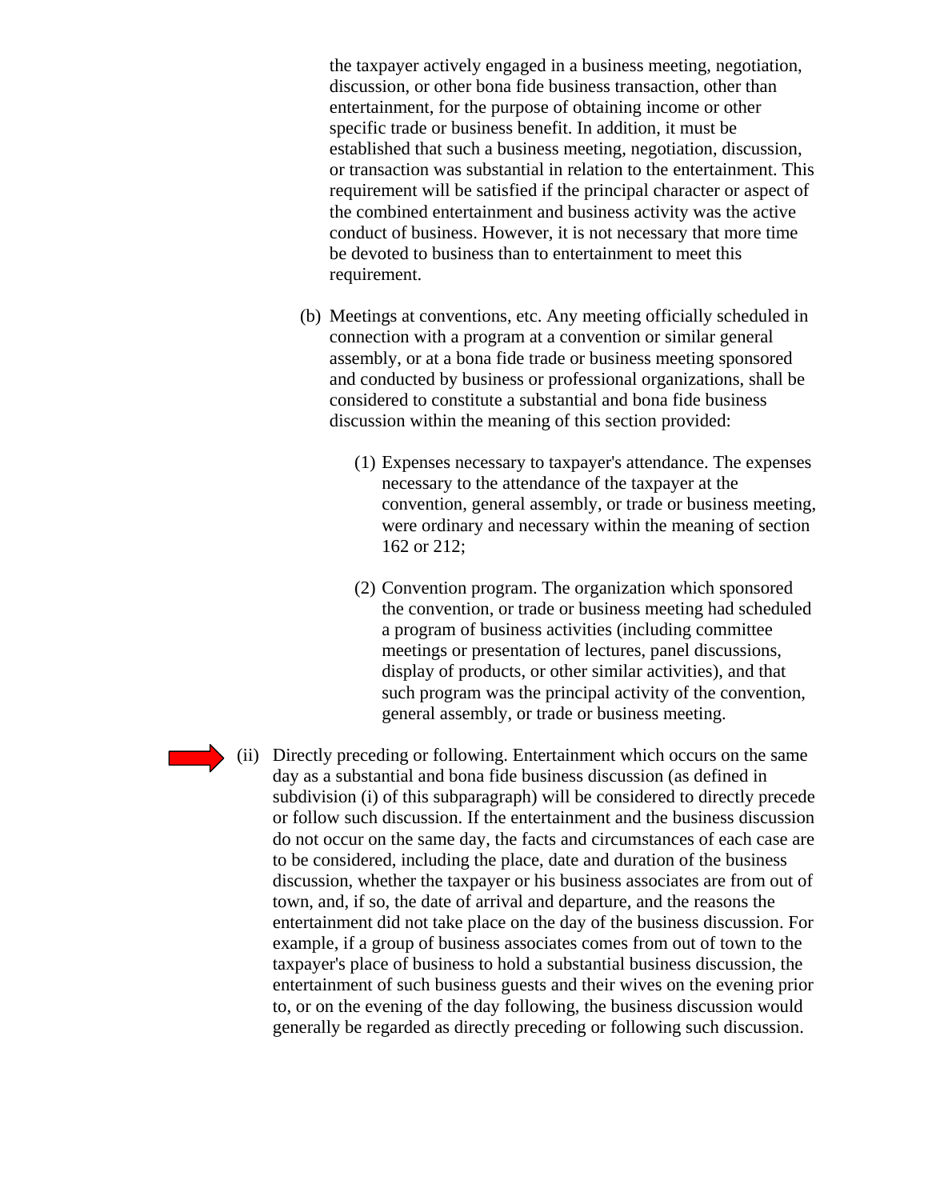the taxpayer actively engaged in a business meeting, negotiation, discussion, or other bona fide business transaction, other than entertainment, for the purpose of obtaining income or other specific trade or business benefit. In addition, it must be established that such a business meeting, negotiation, discussion, or transaction was substantial in relation to the entertainment. This requirement will be satisfied if the principal character or aspect of the combined entertainment and business activity was the active conduct of business. However, it is not necessary that more time be devoted to business than to entertainment to meet this requirement.

(b) Meetings at conventions, etc. Any meeting officially scheduled in connection with a program at a convention or similar general assembly, or at a bona fide trade or business meeting sponsored and conducted by business or professional organizations, shall be considered to constitute a substantial and bona fide business discussion within the meaning of this section provided:

(1) Expenses necessary to taxpayer's attendance. The expenses necessary to the attendance of the taxpayer at the convention, general assembly, or trade or business meeting, were ordinary and necessary within the meaning of section 162 or 212;

(2) Convention program. The organization which sponsored the convention, or trade or business meeting had scheduled a program of business activities (including committee meetings or presentation of lectures, panel discussions, display of products, or other similar activities), and that such program was the principal activity of the convention, general assembly, or trade or business meeting.

(ii) Directly preceding or following. Entertainment which occurs on the same day as a substantial and bona fide business discussion (as defined in subdivision (i) of this subparagraph) will be considered to directly precede or follow such discussion. If the entertainment and the business discussion do not occur on the same day, the facts and circumstances of each case are to be considered, including the place, date and duration of the business discussion, whether the taxpayer or his business associates are from out of town, and, if so, the date of arrival and departure, and the reasons the entertainment did not take place on the day of the business discussion. For example, if a group of business associates comes from out of town to the taxpayer's place of business to hold a substantial business discussion, the entertainment of such business guests and their wives on the evening prior to, or on the evening of the day following, the business discussion would generally be regarded as directly preceding or following such discussion.